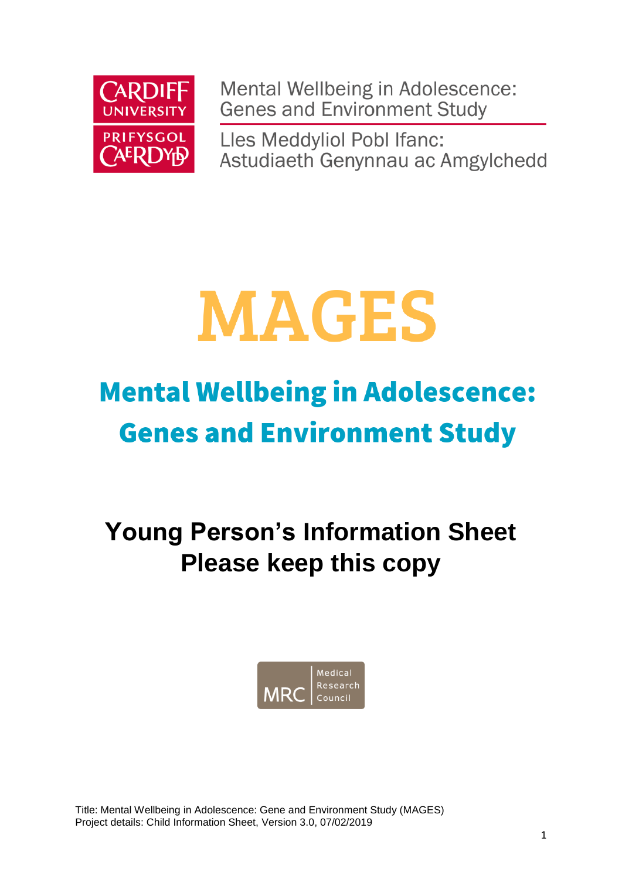CARDIFF UNIVERSITY
PRIFYSGOL CAERDYDD

Mental Wellbeing in Adolescence: Genes and Environment Study

Lles Meddyliol Pobl Ifanc: Astudiaeth Genynnau ac Amgylchedd

# MAGES

## Mental Wellbeing in Adolescence: Genes and Environment Study

## Young Person's Information Sheet
## Please keep this copy

MRC Medical Research Council

Title: Mental Wellbeing in Adolescence: Gene and Environment Study (MAGES)
Project details: Child Information Sheet, Version 3.0, 07/02/2019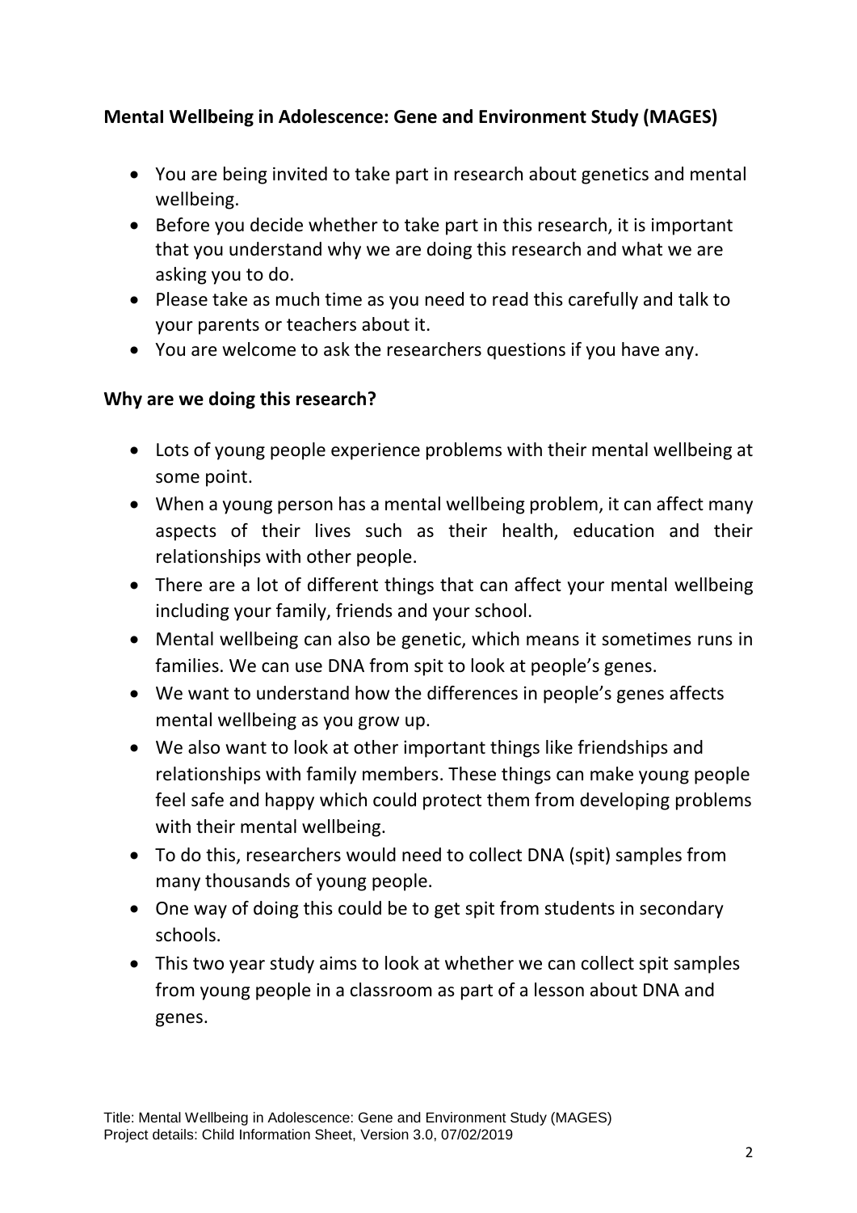**Mental Wellbeing in Adolescence: Gene and Environment Study (MAGES)**

- You are being invited to take part in research about genetics and mental wellbeing.
- Before you decide whether to take part in this research, it is important that you understand why we are doing this research and what we are asking you to do.
- Please take as much time as you need to read this carefully and talk to your parents or teachers about it.
- You are welcome to ask the researchers questions if you have any.

**Why are we doing this research?**

- Lots of young people experience problems with their mental wellbeing at some point.
- When a young person has a mental wellbeing problem, it can affect many aspects of their lives such as their health, education and their relationships with other people.
- There are a lot of different things that can affect your mental wellbeing including your family, friends and your school.
- Mental wellbeing can also be genetic, which means it sometimes runs in families. We can use DNA from spit to look at people's genes.
- We want to understand how the differences in people's genes affects mental wellbeing as you grow up.
- We also want to look at other important things like friendships and relationships with family members. These things can make young people feel safe and happy which could protect them from developing problems with their mental wellbeing.
- To do this, researchers would need to collect DNA (spit) samples from many thousands of young people.
- One way of doing this could be to get spit from students in secondary schools.
- This two year study aims to look at whether we can collect spit samples from young people in a classroom as part of a lesson about DNA and genes.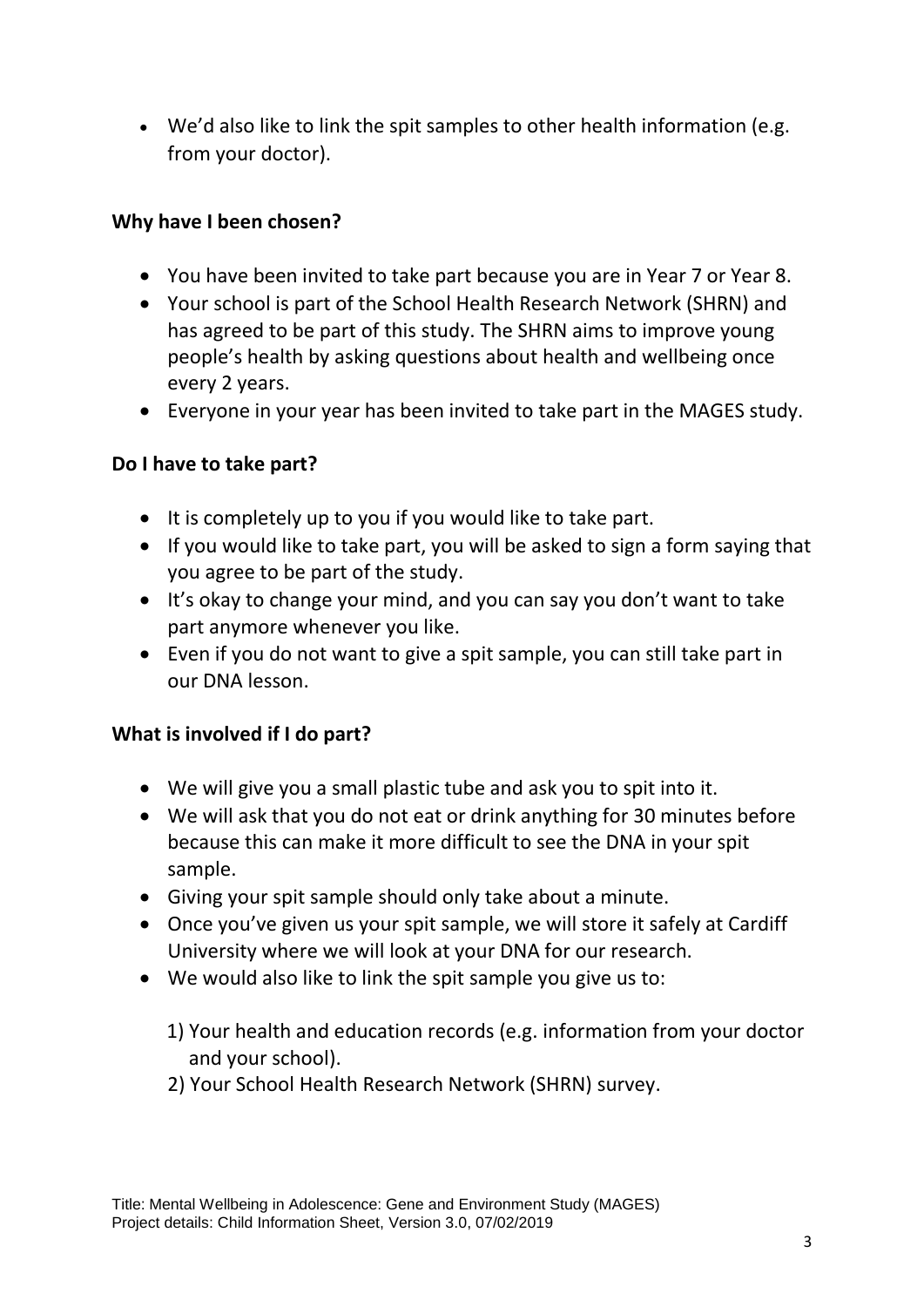- We'd also like to link the spit samples to other health information (e.g. from your doctor).

**Why have I been chosen?**

- You have been invited to take part because you are in Year 7 or Year 8.
- Your school is part of the School Health Research Network (SHRN) and has agreed to be part of this study. The SHRN aims to improve young people's health by asking questions about health and wellbeing once every 2 years.
- Everyone in your year has been invited to take part in the MAGES study.

**Do I have to take part?**

- It is completely up to you if you would like to take part.
- If you would like to take part, you will be asked to sign a form saying that you agree to be part of the study.
- It's okay to change your mind, and you can say you don't want to take part anymore whenever you like.
- Even if you do not want to give a spit sample, you can still take part in our DNA lesson.

**What is involved if I do part?**

- We will give you a small plastic tube and ask you to spit into it.
- We will ask that you do not eat or drink anything for 30 minutes before because this can make it more difficult to see the DNA in your spit sample.
- Giving your spit sample should only take about a minute.
- Once you've given us your spit sample, we will store it safely at Cardiff University where we will look at your DNA for our research.
- We would also like to link the spit sample you give us to:

  1) Your health and education records (e.g. information from your doctor and your school).
  2) Your School Health Research Network (SHRN) survey.

Title: Mental Wellbeing in Adolescence: Gene and Environment Study (MAGES)
Project details: Child Information Sheet, Version 3.0, 07/02/2019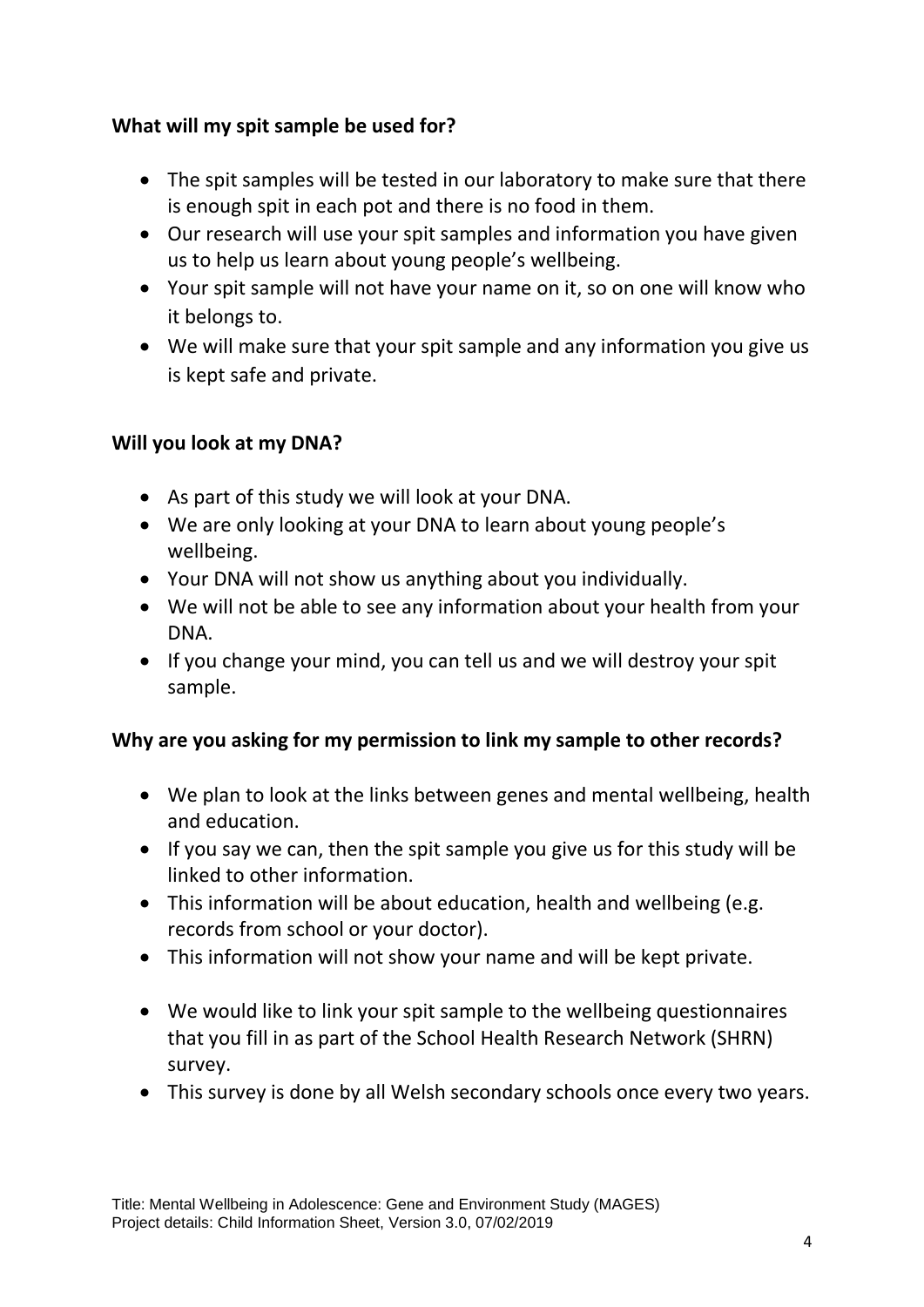**What will my spit sample be used for?**

- The spit samples will be tested in our laboratory to make sure that there is enough spit in each pot and there is no food in them.
- Our research will use your spit samples and information you have given us to help us learn about young people's wellbeing.
- Your spit sample will not have your name on it, so on one will know who it belongs to.
- We will make sure that your spit sample and any information you give us is kept safe and private.

**Will you look at my DNA?**

- As part of this study we will look at your DNA.
- We are only looking at your DNA to learn about young people's wellbeing.
- Your DNA will not show us anything about you individually.
- We will not be able to see any information about your health from your DNA.
- If you change your mind, you can tell us and we will destroy your spit sample.

**Why are you asking for my permission to link my sample to other records?**

- We plan to look at the links between genes and mental wellbeing, health and education.
- If you say we can, then the spit sample you give us for this study will be linked to other information.
- This information will be about education, health and wellbeing (e.g. records from school or your doctor).
- This information will not show your name and will be kept private.

- We would like to link your spit sample to the wellbeing questionnaires that you fill in as part of the School Health Research Network (SHRN) survey.
- This survey is done by all Welsh secondary schools once every two years.

Title: Mental Wellbeing in Adolescence: Gene and Environment Study (MAGES)
Project details: Child Information Sheet, Version 3.0, 07/02/2019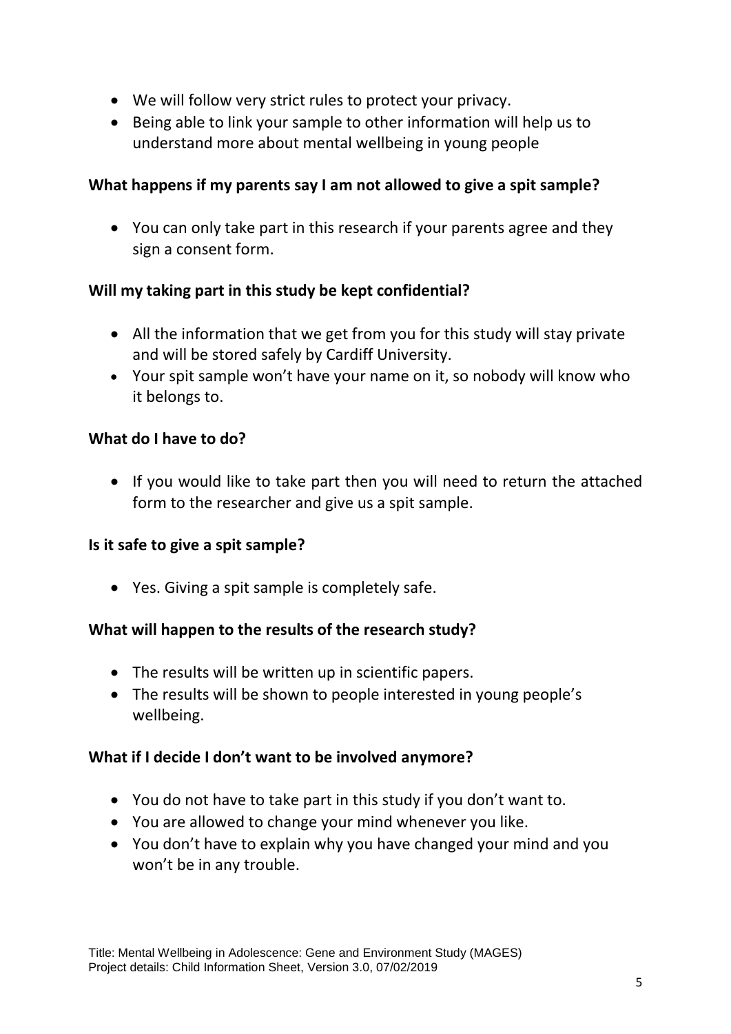- We will follow very strict rules to protect your privacy.
- Being able to link your sample to other information will help us to understand more about mental wellbeing in young people

**What happens if my parents say I am not allowed to give a spit sample?**

- You can only take part in this research if your parents agree and they sign a consent form.

**Will my taking part in this study be kept confidential?**

- All the information that we get from you for this study will stay private and will be stored safely by Cardiff University.
- Your spit sample won't have your name on it, so nobody will know who it belongs to.

**What do I have to do?**

- If you would like to take part then you will need to return the attached form to the researcher and give us a spit sample.

**Is it safe to give a spit sample?**

- Yes. Giving a spit sample is completely safe.

**What will happen to the results of the research study?**

- The results will be written up in scientific papers.
- The results will be shown to people interested in young people's wellbeing.

**What if I decide I don't want to be involved anymore?**

- You do not have to take part in this study if you don't want to.
- You are allowed to change your mind whenever you like.
- You don't have to explain why you have changed your mind and you won't be in any trouble.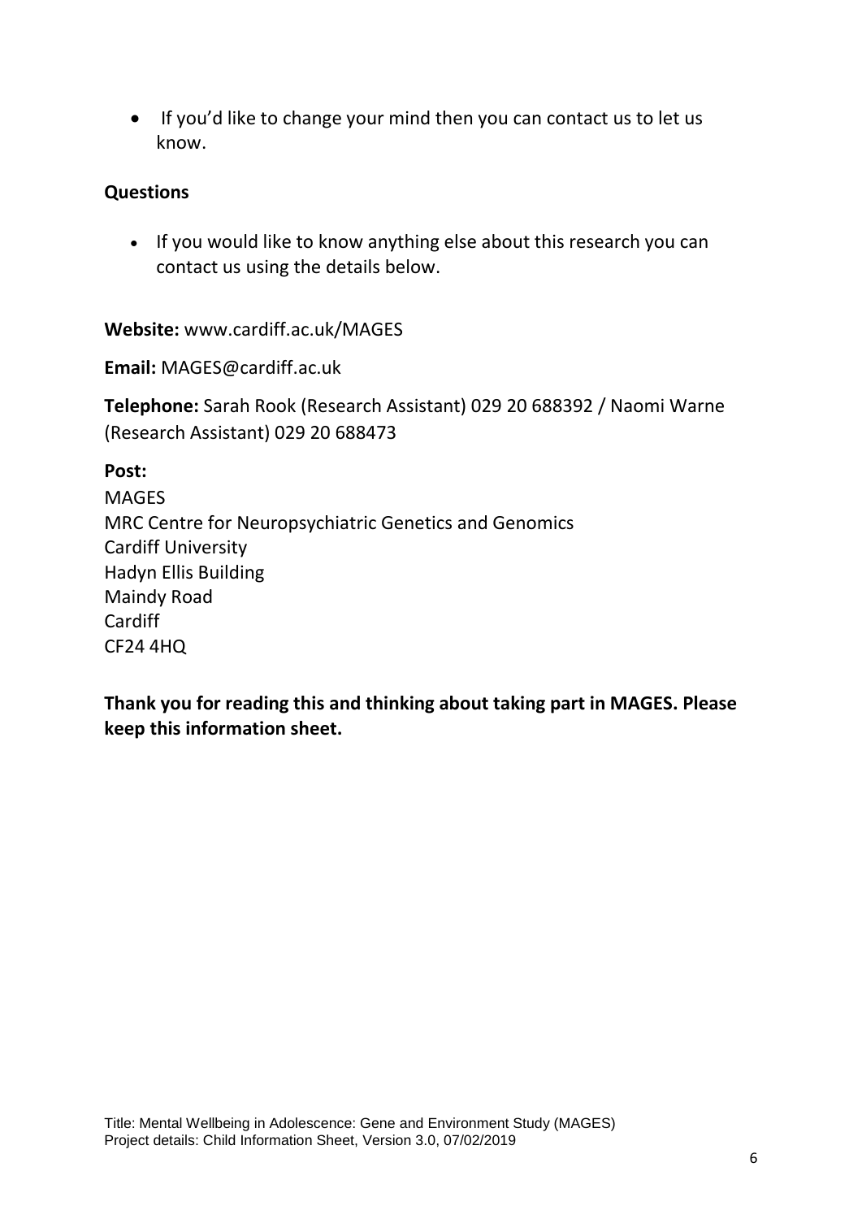- If you'd like to change your mind then you can contact us to let us know.

**Questions**

- If you would like to know anything else about this research you can contact us using the details below.

**Website:** www.cardiff.ac.uk/MAGES

**Email:** MAGES@cardiff.ac.uk

**Telephone:** Sarah Rook (Research Assistant) 029 20 688392 / Naomi Warne (Research Assistant) 029 20 688473

**Post:**
MAGES
MRC Centre for Neuropsychiatric Genetics and Genomics
Cardiff University
Hadyn Ellis Building
Maindy Road
Cardiff
CF24 4HQ

**Thank you for reading this and thinking about taking part in MAGES. Please keep this information sheet.**